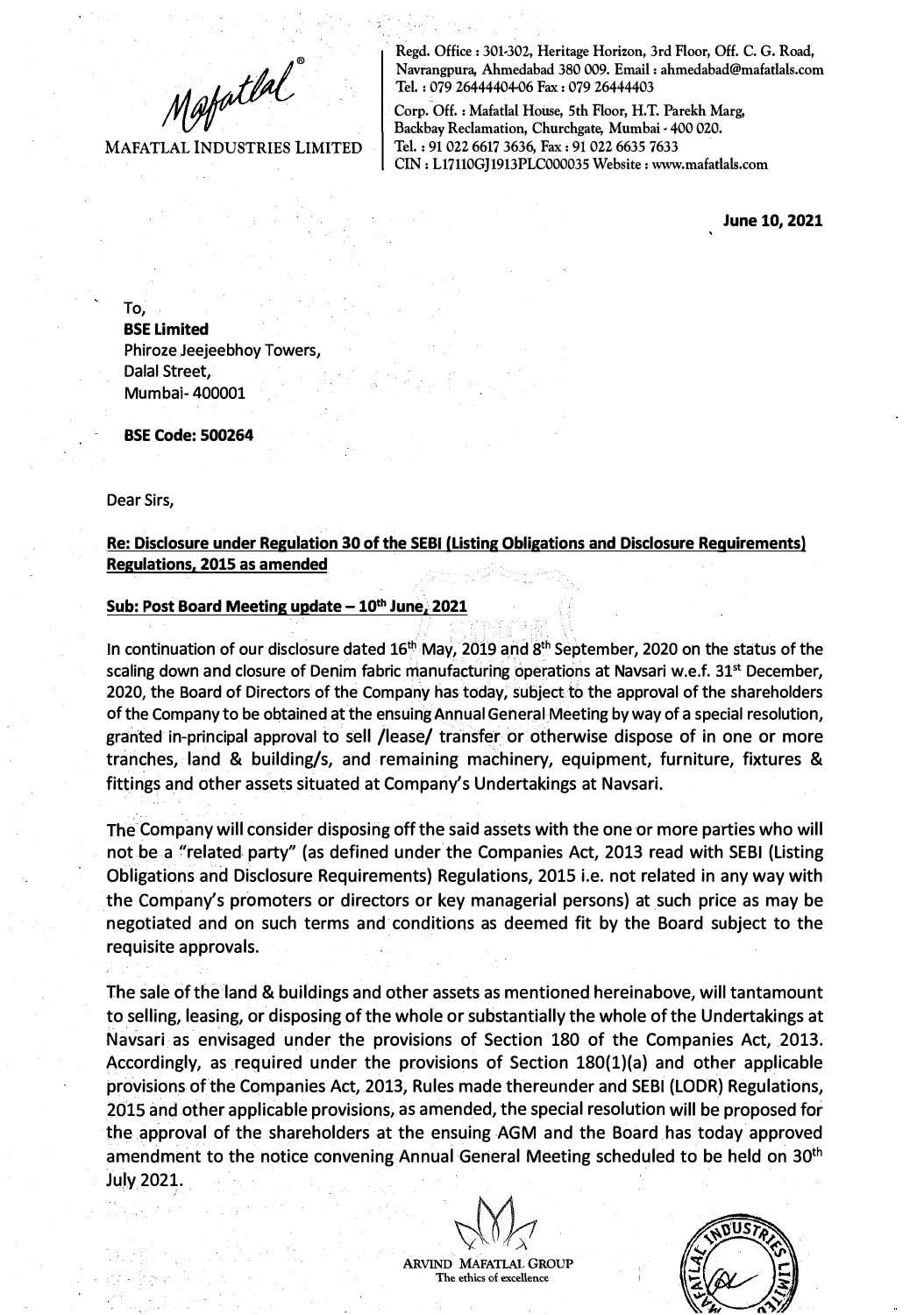Mafatlal®

MAFATLAL INDUSTRIES LIMITED

Regd. Office : 301-302, Heritage Horizon, 3rd Floor, Off. C. G. Road, Navrangpura, Ahmedabad 380 009. Email : ahmedabad@mafatlals.com Tel. : 079 26444404-06 Fax : 079 26444403

Corp. Off. : Mafatlal House, 5th Floor, H.T. Parekh Marg, Backbay Reclamation, Churchgate, Mumbai - 400 020. Tel. : 91 022 6617 3636, Fax : 91 022 6635 7633 CIN : L17110GJ1913PLC000035 Website : www.mafatlals.com

**June 10, 2021**

To,
**BSE Limited**
Phiroze Jeejeebhoy Towers,
Dalal Street,
Mumbai- 400001

**BSE Code: 500264**

Dear Sirs,

**Re: Disclosure under Regulation 30 of the SEBI (Listing Obligations and Disclosure Requirements) Regulations, 2015 as amended**

**Sub: Post Board Meeting update – 10th June, 2021**

In continuation of our disclosure dated 16th May, 2019 and 8th September, 2020 on the status of the scaling down and closure of Denim fabric manufacturing operations at Navsari w.e.f. 31st December, 2020, the Board of Directors of the Company has today, subject to the approval of the shareholders of the Company to be obtained at the ensuing Annual General Meeting by way of a special resolution, granted in-principal approval to sell /lease/ transfer or otherwise dispose of in one or more tranches, land & building/s, and remaining machinery, equipment, furniture, fixtures & fittings and other assets situated at Company's Undertakings at Navsari.

The Company will consider disposing off the said assets with the one or more parties who will not be a "related party" (as defined under the Companies Act, 2013 read with SEBI (Listing Obligations and Disclosure Requirements) Regulations, 2015 i.e. not related in any way with the Company's promoters or directors or key managerial persons) at such price as may be negotiated and on such terms and conditions as deemed fit by the Board subject to the requisite approvals.

The sale of the land & buildings and other assets as mentioned hereinabove, will tantamount to selling, leasing, or disposing of the whole or substantially the whole of the Undertakings at Navsari as envisaged under the provisions of Section 180 of the Companies Act, 2013. Accordingly, as required under the provisions of Section 180(1)(a) and other applicable provisions of the Companies Act, 2013, Rules made thereunder and SEBI (LODR) Regulations, 2015 and other applicable provisions, as amended, the special resolution will be proposed for the approval of the shareholders at the ensuing AGM and the Board has today approved amendment to the notice convening Annual General Meeting scheduled to be held on 30th July 2021.

ARVIND MAFATLAL GROUP
The ethics of excellence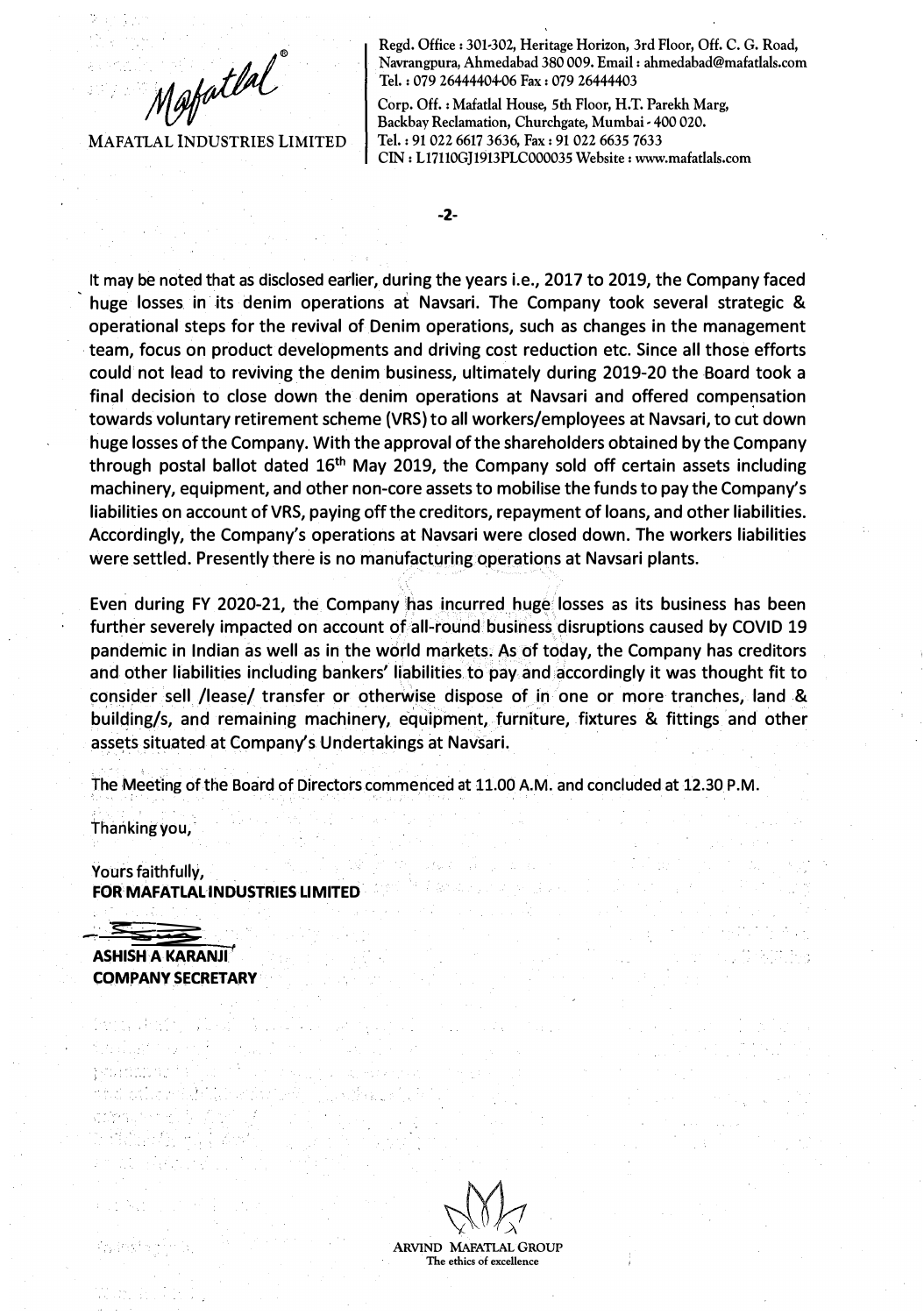It may be noted that as disclosed earlier, during the years i.e., 2017 to 2019, the Company faced huge losses in its denim operations at Navsari. The Company took several strategic & operational steps for the revival of Denim operations, such as changes in the management team, focus on product developments and driving cost reduction etc. Since all those efforts could not lead to reviving the denim business, ultimately during 2019-20 the Board took a final decision to close down the denim operations at Navsari and offered compensation towards voluntary retirement scheme (VRS) to all workers/employees at Navsari, to cut down huge losses of the Company. With the approval of the shareholders obtained by the Company through postal ballot dated 16th May 2019, the Company sold off certain assets including machinery, equipment, and other non-core assets to mobilise the funds to pay the Company's liabilities on account of VRS, paying off the creditors, repayment of loans, and other liabilities. Accordingly, the Company's operations at Navsari were closed down. The workers liabilities were settled. Presently there is no manufacturing operations at Navsari plants.

Even during FY 2020-21, the Company has incurred huge losses as its business has been further severely impacted on account of all-round business disruptions caused by COVID 19 pandemic in Indian as well as in the world markets. As of today, the Company has creditors and other liabilities including bankers' liabilities to pay and accordingly it was thought fit to consider sell /lease/ transfer or otherwise dispose of in one or more tranches, land & building/s, and remaining machinery, equipment, furniture, fixtures & fittings and other assets situated at Company's Undertakings at Navsari.

The Meeting of the Board of Directors commenced at 11.00 A.M. and concluded at 12.30 P.M.

Thanking you,

Yours faithfully,
**FOR MAFATLAL INDUSTRIES LIMITED**

**ASHISH A KARANJI**
**COMPANY SECRETARY**